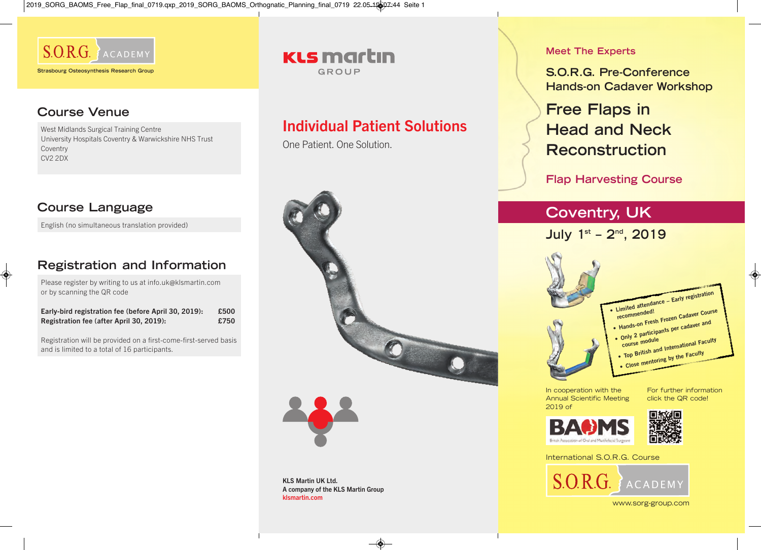S.O.R.G. ACADEMY

Strasbourg Osteosynthesis Research Group

## Course Venue

West Midlands Surgical Training Centre
University Hospitals Coventry & Warwickshire NHS Trust
Coventry
CV2 2DX

## Course Language

English (no simultaneous translation provided)

## Registration and Information

Please register by writing to us at info.uk@klsmartin.com
or by scanning the QR code

| | |
|---|---|
| **Early-bird registration fee (before April 30, 2019):** | **£500** |
| **Registration fee (after April 30, 2019):** | **£750** |

Registration will be provided on a first-come-first-served basis and is limited to a total of 16 participants.

KLS martin GROUP

## Individual Patient Solutions

One Patient. One Solution.

**KLS Martin UK Ltd.**
**A company of the KLS Martin Group**
**klsmartin.com**

Meet The Experts

### S.O.R.G. Pre-Conference Hands-on Cadaver Workshop

# Free Flaps in Head and Neck Reconstruction

## Flap Harvesting Course

## Coventry, UK

**July 1st – 2nd, 2019**

- Limited attendance – Early registration recommended!
- Hands-on Fresh Frozen Cadaver Course
- Only 2 participants per cadaver and course module
- Top British and International Faculty
- Close mentoring by the Faculty

In cooperation with the Annual Scientific Meeting 2019 of

BAOMS
British Association of Oral and Maxillofacial Surgeons

For further information click the QR code!

International S.O.R.G. Course

S.O.R.G. ACADEMY

www.sorg-group.com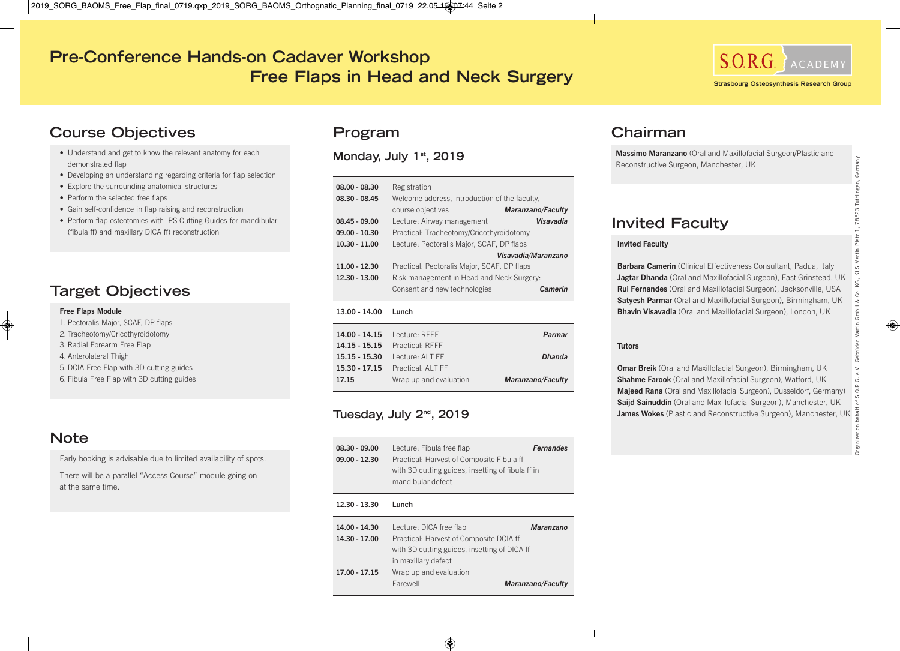# Pre-Conference Hands-on Cadaver Workshop
# Free Flaps in Head and Neck Surgery

S.O.R.G. ACADEMY
Strasbourg Osteosynthesis Research Group

## Course Objectives

- Understand and get to know the relevant anatomy for each demonstrated flap
- Developing an understanding regarding criteria for flap selection
- Explore the surrounding anatomical structures
- Perform the selected free flaps
- Gain self-confidence in flap raising and reconstruction
- Perform flap osteotomies with IPS Cutting Guides for mandibular (fibula ff) and maxillary DICA ff) reconstruction

## Target Objectives

**Free Flaps Module**

1. Pectoralis Major, SCAF, DP flaps
2. Tracheotomy/Cricothyroidotomy
3. Radial Forearm Free Flap
4. Anterolateral Thigh
5. DCIA Free Flap with 3D cutting guides
6. Fibula Free Flap with 3D cutting guides

## Note

Early booking is advisable due to limited availability of spots.

There will be a parallel "Access Course" module going on at the same time.

## Program

### Monday, July 1st, 2019

| | | |
|---|---|---|
| **08.00 - 08.30** | Registration | |
| **08.30 - 08.45** | Welcome address, introduction of the faculty, course objectives | ***Maranzano/Faculty*** |
| **08.45 - 09.00** | Lecture: Airway management | ***Visavadia*** |
| **09.00 - 10.30** | Practical: Tracheotomy/Cricothyroidotomy | |
| **10.30 - 11.00** | Lecture: Pectoralis Major, SCAF, DP flaps | ***Visavadia/Maranzano*** |
| **11.00 - 12.30** | Practical: Pectoralis Major, SCAF, DP flaps | |
| **12.30 - 13.00** | Risk management in Head and Neck Surgery: Consent and new technologies | ***Camerin*** |
| **13.00 - 14.00** | **Lunch** | |
| **14.00 - 14.15** | Lecture: RFFF | ***Parmar*** |
| **14.15 - 15.15** | Practical: RFFF | |
| **15.15 - 15.30** | Lecture: ALT FF | ***Dhanda*** |
| **15.30 - 17.15** | Practical: ALT FF | |
| **17.15** | Wrap up and evaluation | ***Maranzano/Faculty*** |

### Tuesday, July 2nd, 2019

| | | |
|---|---|---|
| **08.30 - 09.00** | Lecture: Fibula free flap | ***Fernandes*** |
| **09.00 - 12.30** | Practical: Harvest of Composite Fibula ff with 3D cutting guides, insetting of fibula ff in mandibular defect | |
| **12.30 - 13.30** | **Lunch** | |
| **14.00 - 14.30** | Lecture: DICA free flap | ***Maranzano*** |
| **14.30 - 17.00** | Practical: Harvest of Composite DCIA ff with 3D cutting guides, insetting of DICA ff in maxillary defect | |
| **17.00 - 17.15** | Wrap up and evaluation Farewell | ***Maranzano/Faculty*** |

## Chairman

**Massimo Maranzano** (Oral and Maxillofacial Surgeon/Plastic and Reconstructive Surgeon, Manchester, UK

## Invited Faculty

**Invited Faculty**

**Barbara Camerin** (Clinical Effectiveness Consultant, Padua, Italy
**Jagtar Dhanda** (Oral and Maxillofacial Surgeon), East Grinstead, UK
**Rui Fernandes** (Oral and Maxillofacial Surgeon), Jacksonville, USA
**Satyesh Parmar** (Oral and Maxillofacial Surgeon), Birmingham, UK
**Bhavin Visavadia** (Oral and Maxillofacial Surgeon), London, UK

**Tutors**

**Omar Breik** (Oral and Maxillofacial Surgeon), Birmingham, UK
**Shahme Farook** (Oral and Maxillofacial Surgeon), Watford, UK
**Majeed Rana** (Oral and Maxillofacial Surgeon), Dusseldorf, Germany)
**Saijd Sainuddin** (Oral and Maxillofacial Surgeon), Manchester, UK
**James Wokes** (Plastic and Reconstructive Surgeon), Manchester, UK

Organizer on behalf of S.O.R.G. e.V.: Gebrüder Martin GmbH & Co. KG, KLS Martin Platz 1, 78523 Tuttlingen, Germany